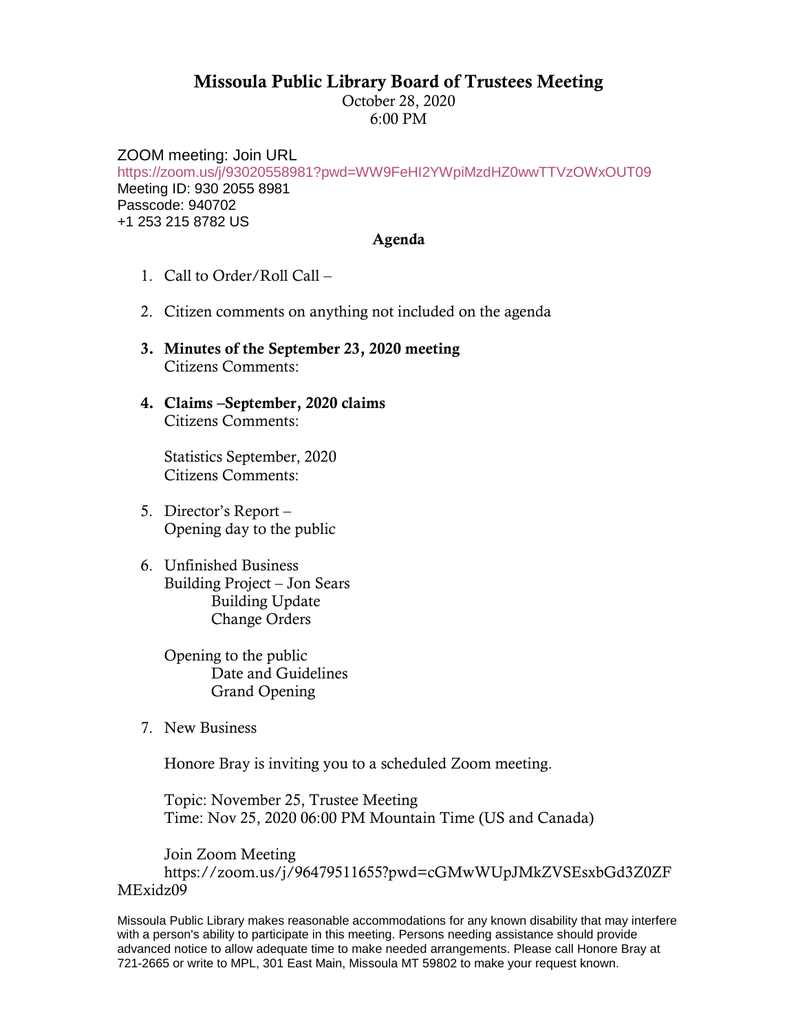# Missoula Public Library Board of Trustees Meeting

October 28, 2020
6:00 PM

ZOOM meeting: Join URL
https://zoom.us/j/93020558981?pwd=WW9FeHI2YWpiMzdHZ0wwTTVzOWxOUT09
Meeting ID: 930 2055 8981
Passcode: 940702
+1 253 215 8782 US

## Agenda

1. Call to Order/Roll Call –

2. Citizen comments on anything not included on the agenda

3. **Minutes of the September 23, 2020 meeting**
   Citizens Comments:

4. **Claims –September, 2020 claims**
   Citizens Comments:

   Statistics September, 2020
   Citizens Comments:

5. Director's Report –
   Opening day to the public

6. Unfinished Business
   Building Project – Jon Sears
      Building Update
      Change Orders

   Opening to the public
      Date and Guidelines
      Grand Opening

7. New Business

   Honore Bray is inviting you to a scheduled Zoom meeting.

   Topic: November 25, Trustee Meeting
   Time: Nov 25, 2020 06:00 PM Mountain Time (US and Canada)

   Join Zoom Meeting
   https://zoom.us/j/96479511655?pwd=cGMwWUpJMkZVSEsxbGd3Z0ZFMExidz09

Missoula Public Library makes reasonable accommodations for any known disability that may interfere with a person's ability to participate in this meeting. Persons needing assistance should provide advanced notice to allow adequate time to make needed arrangements. Please call Honore Bray at 721-2665 or write to MPL, 301 East Main, Missoula MT 59802 to make your request known.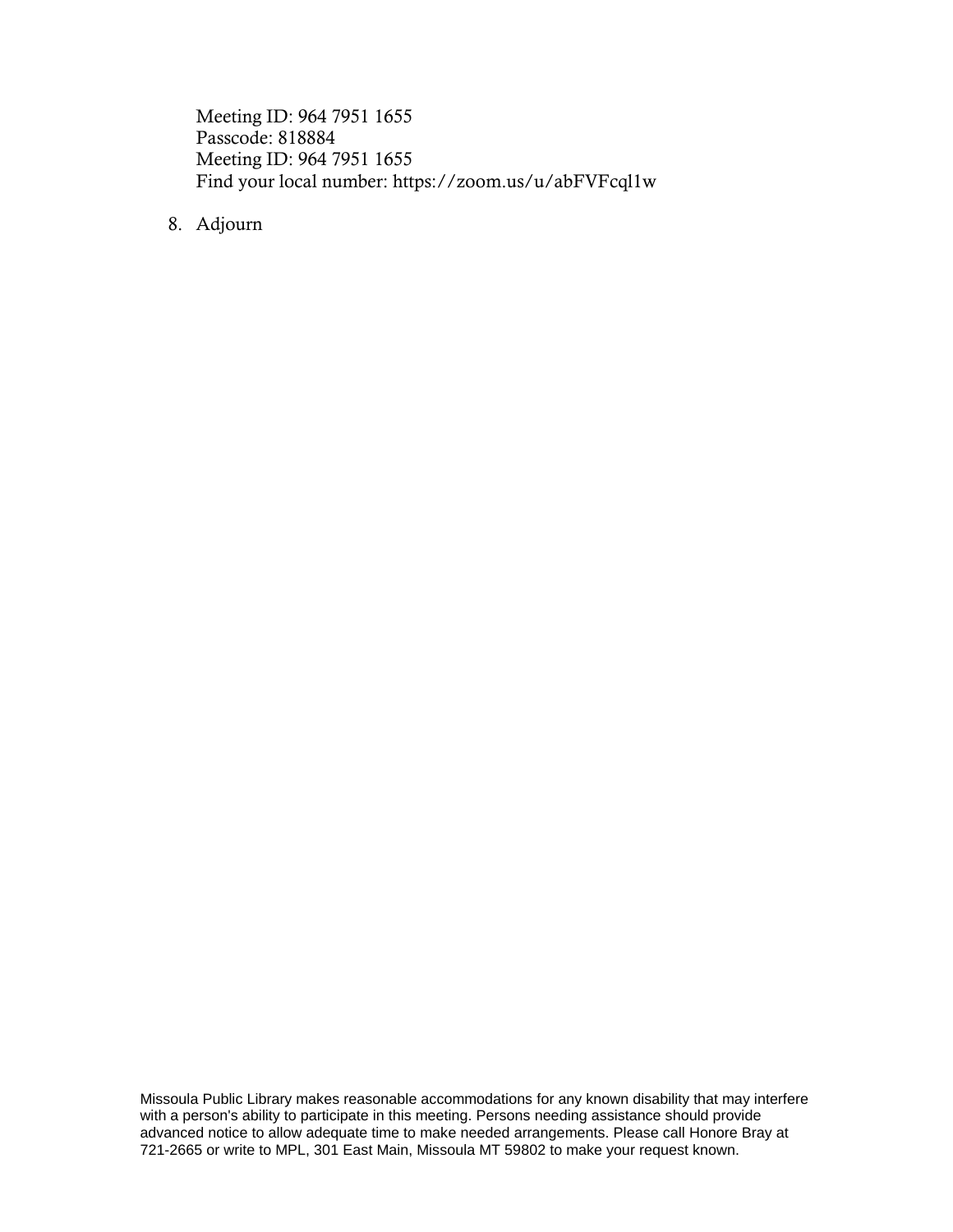Meeting ID: 964 7951 1655
Passcode: 818884
Meeting ID: 964 7951 1655
Find your local number: https://zoom.us/u/abFVFcql1w

8. Adjourn

Missoula Public Library makes reasonable accommodations for any known disability that may interfere with a person's ability to participate in this meeting. Persons needing assistance should provide advanced notice to allow adequate time to make needed arrangements. Please call Honore Bray at 721-2665 or write to MPL, 301 East Main, Missoula MT 59802 to make your request known.